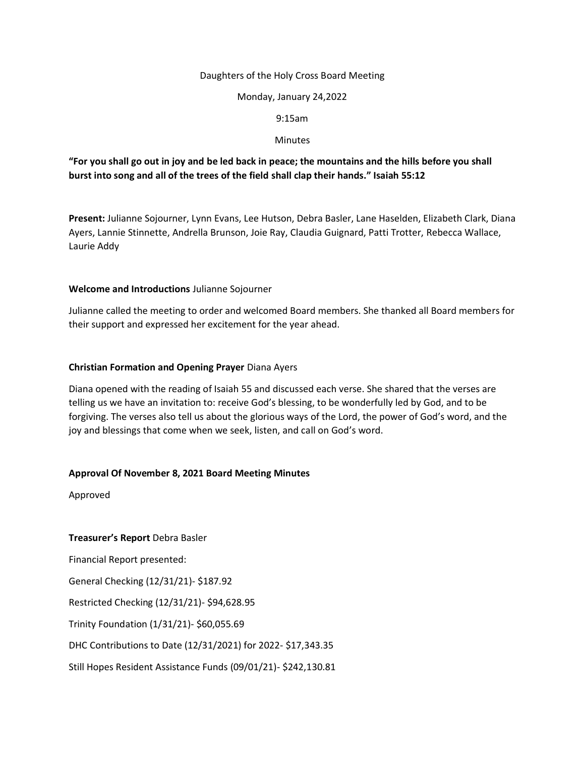Daughters of the Holy Cross Board Meeting

Monday, January 24,2022

9:15am

Minutes

**"For you shall go out in joy and be led back in peace; the mountains and the hills before you shall burst into song and all of the trees of the field shall clap their hands." Isaiah 55:12**

**Present:** Julianne Sojourner, Lynn Evans, Lee Hutson, Debra Basler, Lane Haselden, Elizabeth Clark, Diana Ayers, Lannie Stinnette, Andrella Brunson, Joie Ray, Claudia Guignard, Patti Trotter, Rebecca Wallace, Laurie Addy

**Welcome and Introductions** Julianne Sojourner

Julianne called the meeting to order and welcomed Board members. She thanked all Board members for their support and expressed her excitement for the year ahead.

**Christian Formation and Opening Prayer** Diana Ayers

Diana opened with the reading of Isaiah 55 and discussed each verse. She shared that the verses are telling us we have an invitation to: receive God's blessing, to be wonderfully led by God, and to be forgiving. The verses also tell us about the glorious ways of the Lord, the power of God's word, and the joy and blessings that come when we seek, listen, and call on God's word.

**Approval Of November 8, 2021 Board Meeting Minutes**

Approved

**Treasurer's Report** Debra Basler

Financial Report presented:

General Checking (12/31/21)- $187.92

Restricted Checking (12/31/21)- $94,628.95

Trinity Foundation (1/31/21)- $60,055.69

DHC Contributions to Date (12/31/2021) for 2022- $17,343.35

Still Hopes Resident Assistance Funds (09/01/21)- $242,130.81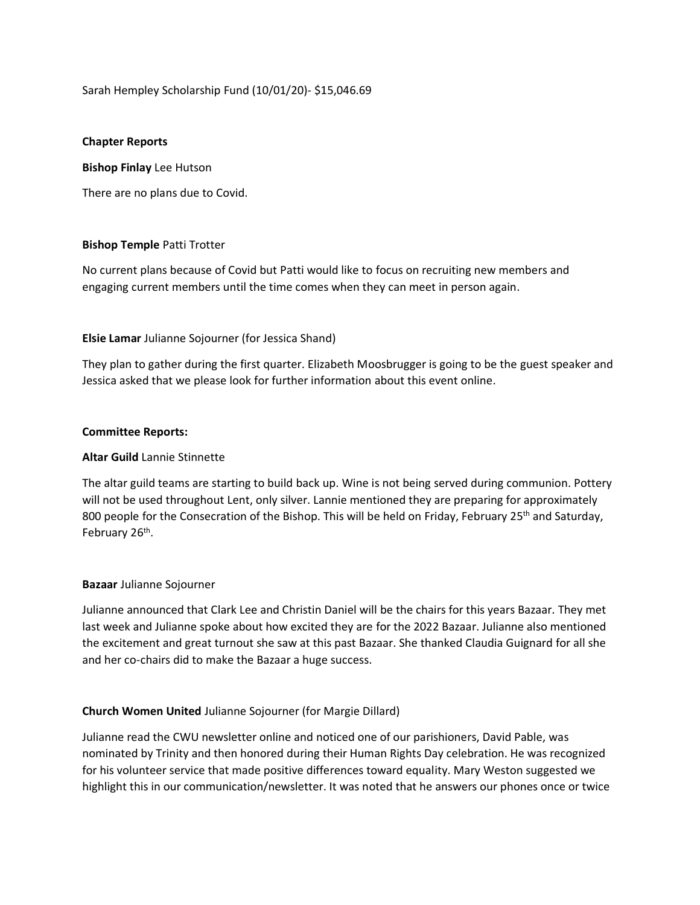Sarah Hempley Scholarship Fund (10/01/20)- $15,046.69

**Chapter Reports**

**Bishop Finlay** Lee Hutson

There are no plans due to Covid.

**Bishop Temple** Patti Trotter

No current plans because of Covid but Patti would like to focus on recruiting new members and engaging current members until the time comes when they can meet in person again.

**Elsie Lamar** Julianne Sojourner (for Jessica Shand)

They plan to gather during the first quarter. Elizabeth Moosbrugger is going to be the guest speaker and Jessica asked that we please look for further information about this event online.

**Committee Reports:**

**Altar Guild** Lannie Stinnette

The altar guild teams are starting to build back up. Wine is not being served during communion. Pottery will not be used throughout Lent, only silver. Lannie mentioned they are preparing for approximately 800 people for the Consecration of the Bishop. This will be held on Friday, February 25th and Saturday, February 26th.

**Bazaar** Julianne Sojourner

Julianne announced that Clark Lee and Christin Daniel will be the chairs for this years Bazaar. They met last week and Julianne spoke about how excited they are for the 2022 Bazaar. Julianne also mentioned the excitement and great turnout she saw at this past Bazaar. She thanked Claudia Guignard for all she and her co-chairs did to make the Bazaar a huge success.

**Church Women United** Julianne Sojourner (for Margie Dillard)

Julianne read the CWU newsletter online and noticed one of our parishioners, David Pable, was nominated by Trinity and then honored during their Human Rights Day celebration. He was recognized for his volunteer service that made positive differences toward equality. Mary Weston suggested we highlight this in our communication/newsletter. It was noted that he answers our phones once or twice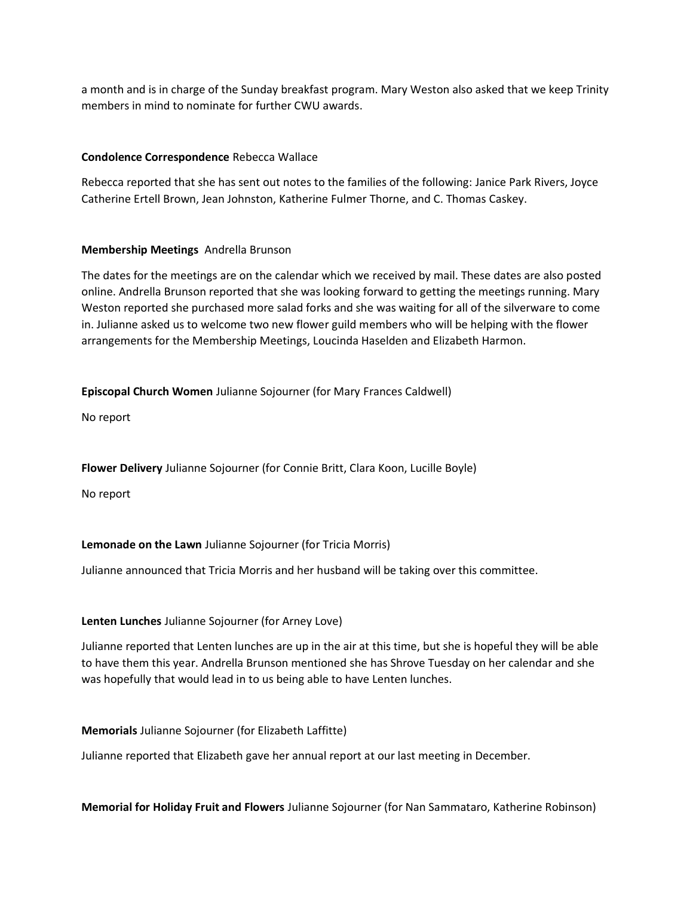a month and is in charge of the Sunday breakfast program. Mary Weston also asked that we keep Trinity members in mind to nominate for further CWU awards.

**Condolence Correspondence** Rebecca Wallace

Rebecca reported that she has sent out notes to the families of the following: Janice Park Rivers, Joyce Catherine Ertell Brown, Jean Johnston, Katherine Fulmer Thorne, and C. Thomas Caskey.

**Membership Meetings** Andrella Brunson

The dates for the meetings are on the calendar which we received by mail. These dates are also posted online. Andrella Brunson reported that she was looking forward to getting the meetings running. Mary Weston reported she purchased more salad forks and she was waiting for all of the silverware to come in. Julianne asked us to welcome two new flower guild members who will be helping with the flower arrangements for the Membership Meetings, Loucinda Haselden and Elizabeth Harmon.

**Episcopal Church Women** Julianne Sojourner (for Mary Frances Caldwell)

No report

**Flower Delivery** Julianne Sojourner (for Connie Britt, Clara Koon, Lucille Boyle)

No report

**Lemonade on the Lawn** Julianne Sojourner (for Tricia Morris)

Julianne announced that Tricia Morris and her husband will be taking over this committee.

**Lenten Lunches** Julianne Sojourner (for Arney Love)

Julianne reported that Lenten lunches are up in the air at this time, but she is hopeful they will be able to have them this year. Andrella Brunson mentioned she has Shrove Tuesday on her calendar and she was hopefully that would lead in to us being able to have Lenten lunches.

**Memorials** Julianne Sojourner (for Elizabeth Laffitte)

Julianne reported that Elizabeth gave her annual report at our last meeting in December.

**Memorial for Holiday Fruit and Flowers** Julianne Sojourner (for Nan Sammataro, Katherine Robinson)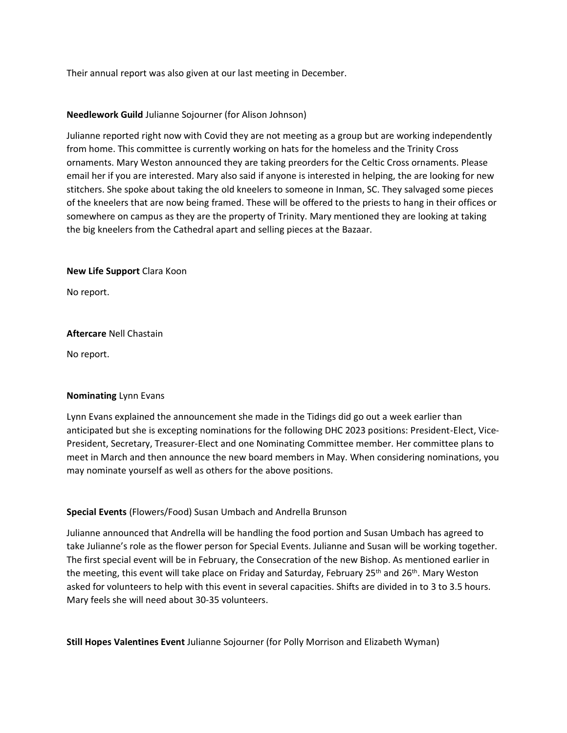Their annual report was also given at our last meeting in December.

**Needlework Guild** Julianne Sojourner (for Alison Johnson)

Julianne reported right now with Covid they are not meeting as a group but are working independently from home. This committee is currently working on hats for the homeless and the Trinity Cross ornaments. Mary Weston announced they are taking preorders for the Celtic Cross ornaments. Please email her if you are interested. Mary also said if anyone is interested in helping, the are looking for new stitchers. She spoke about taking the old kneelers to someone in Inman, SC. They salvaged some pieces of the kneelers that are now being framed. These will be offered to the priests to hang in their offices or somewhere on campus as they are the property of Trinity. Mary mentioned they are looking at taking the big kneelers from the Cathedral apart and selling pieces at the Bazaar.

**New Life Support** Clara Koon

No report.

**Aftercare** Nell Chastain

No report.

**Nominating** Lynn Evans

Lynn Evans explained the announcement she made in the Tidings did go out a week earlier than anticipated but she is excepting nominations for the following DHC 2023 positions: President-Elect, Vice-President, Secretary, Treasurer-Elect and one Nominating Committee member. Her committee plans to meet in March and then announce the new board members in May. When considering nominations, you may nominate yourself as well as others for the above positions.

**Special Events** (Flowers/Food) Susan Umbach and Andrella Brunson

Julianne announced that Andrella will be handling the food portion and Susan Umbach has agreed to take Julianne's role as the flower person for Special Events. Julianne and Susan will be working together. The first special event will be in February, the Consecration of the new Bishop. As mentioned earlier in the meeting, this event will take place on Friday and Saturday, February 25th and 26th. Mary Weston asked for volunteers to help with this event in several capacities. Shifts are divided in to 3 to 3.5 hours. Mary feels she will need about 30-35 volunteers.

**Still Hopes Valentines Event** Julianne Sojourner (for Polly Morrison and Elizabeth Wyman)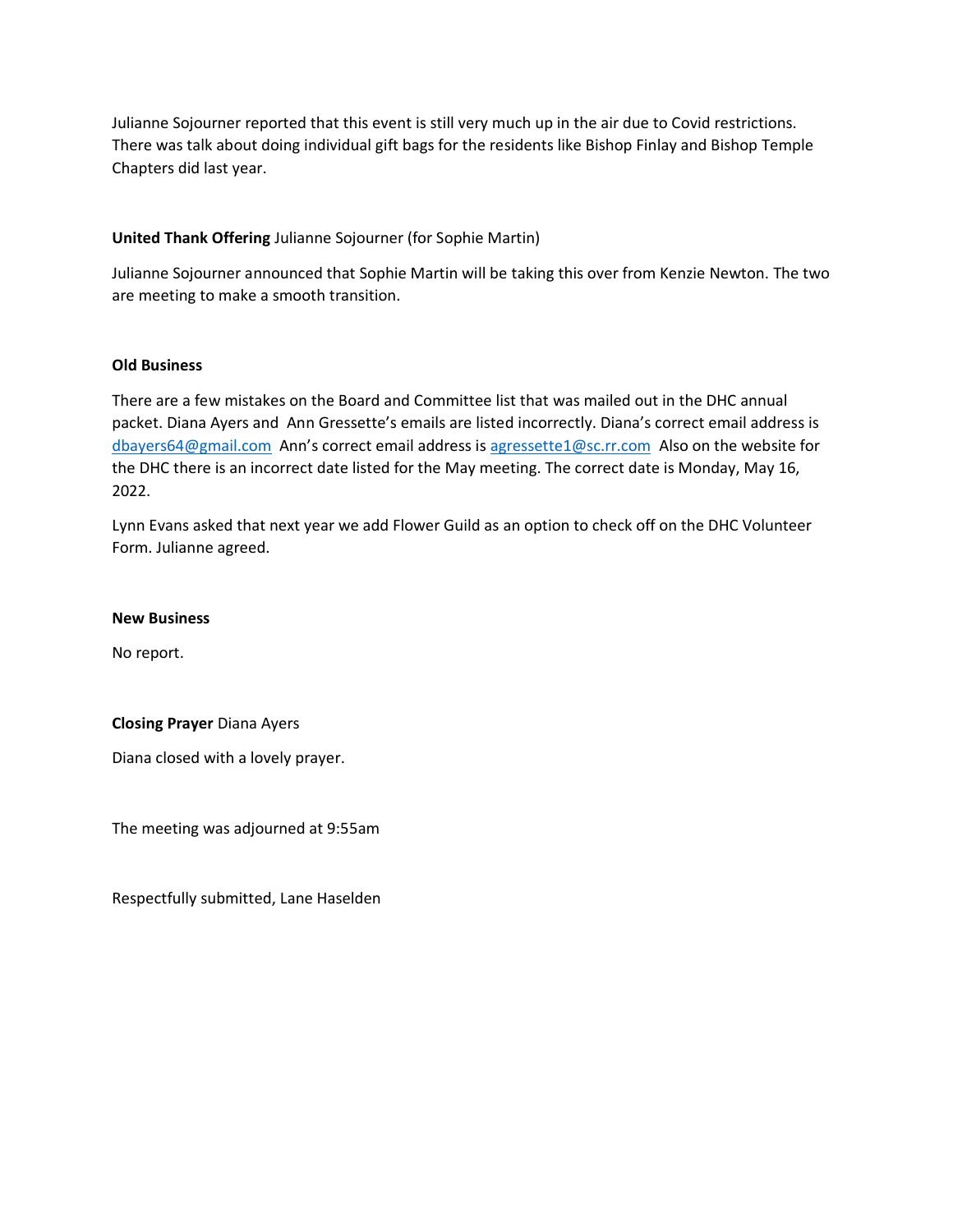Julianne Sojourner reported that this event is still very much up in the air due to Covid restrictions. There was talk about doing individual gift bags for the residents like Bishop Finlay and Bishop Temple Chapters did last year.

**United Thank Offering** Julianne Sojourner (for Sophie Martin)

Julianne Sojourner announced that Sophie Martin will be taking this over from Kenzie Newton. The two are meeting to make a smooth transition.

**Old Business**

There are a few mistakes on the Board and Committee list that was mailed out in the DHC annual packet. Diana Ayers and Ann Gressette's emails are listed incorrectly. Diana's correct email address is dbayers64@gmail.com Ann's correct email address is agressette1@sc.rr.com Also on the website for the DHC there is an incorrect date listed for the May meeting. The correct date is Monday, May 16, 2022.

Lynn Evans asked that next year we add Flower Guild as an option to check off on the DHC Volunteer Form. Julianne agreed.

**New Business**

No report.

**Closing Prayer** Diana Ayers

Diana closed with a lovely prayer.

The meeting was adjourned at 9:55am

Respectfully submitted, Lane Haselden